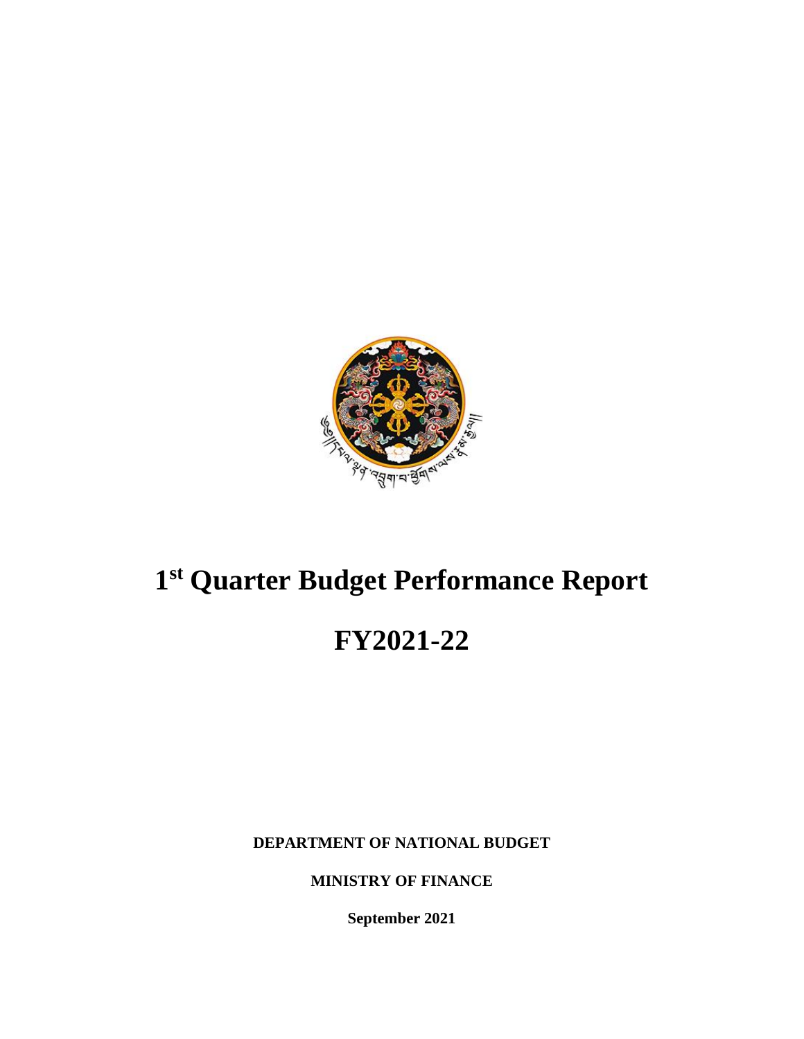# 1st Quarter Budget Performance Report

# FY2021-22

**DEPARTMENT OF NATIONAL BUDGET**

**MINISTRY OF FINANCE**

**September 2021**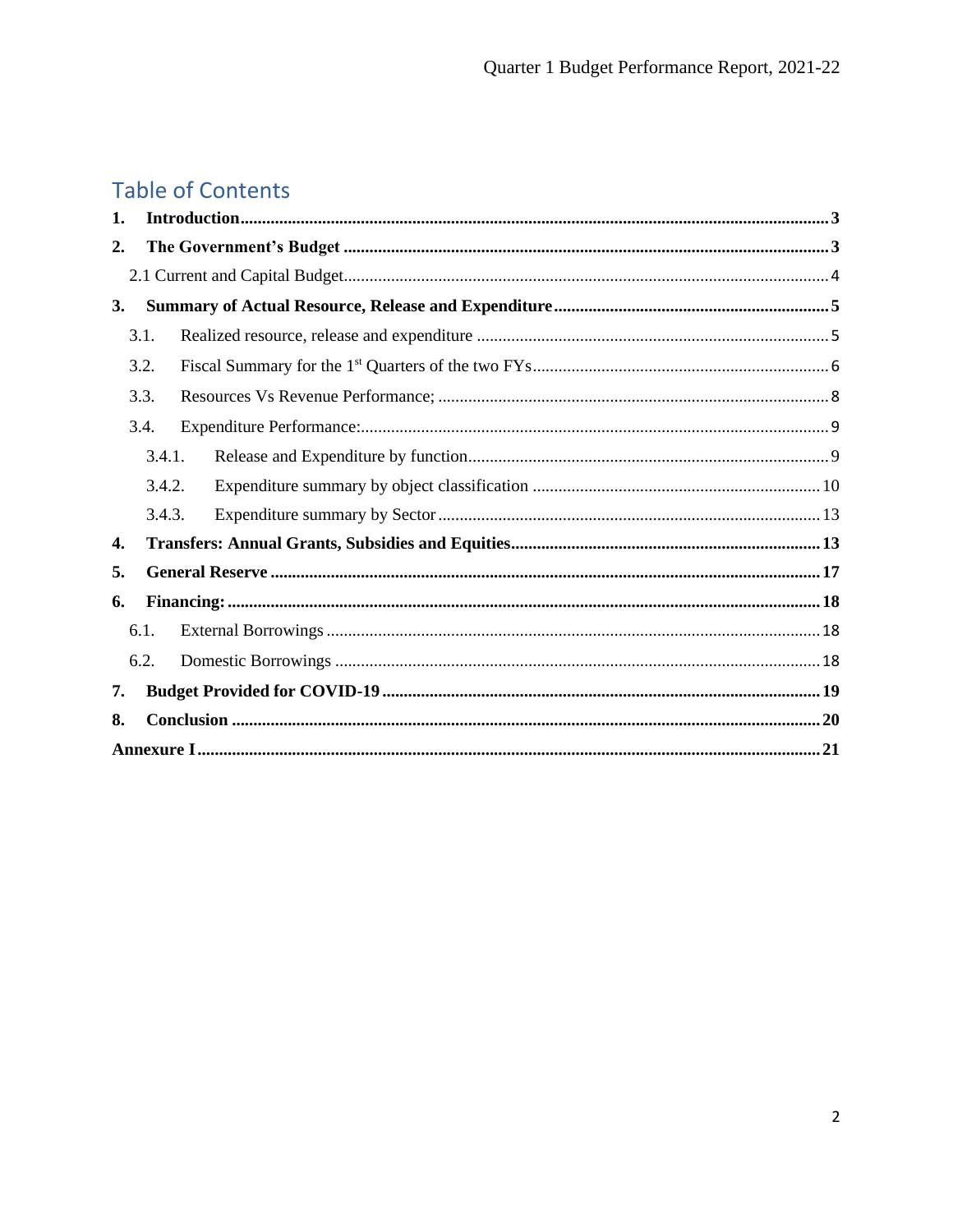# Table of Contents

1. **Introduction** ..... 3
2. **The Government's Budget** ..... 3
   - 2.1 Current and Capital Budget ..... 4
3. **Summary of Actual Resource, Release and Expenditure** ..... 5
   - 3.1. Realized resource, release and expenditure ..... 5
   - 3.2. Fiscal Summary for the 1st Quarters of the two FYs ..... 6
   - 3.3. Resources Vs Revenue Performance; ..... 8
   - 3.4. Expenditure Performance: ..... 9
     - 3.4.1. Release and Expenditure by function ..... 9
     - 3.4.2. Expenditure summary by object classification ..... 10
     - 3.4.3. Expenditure summary by Sector ..... 13
4. **Transfers: Annual Grants, Subsidies and Equities** ..... 13
5. **General Reserve** ..... 17
6. **Financing:** ..... 18
   - 6.1. External Borrowings ..... 18
   - 6.2. Domestic Borrowings ..... 18
7. **Budget Provided for COVID-19** ..... 19
8. **Conclusion** ..... 20

**Annexure I** ..... 21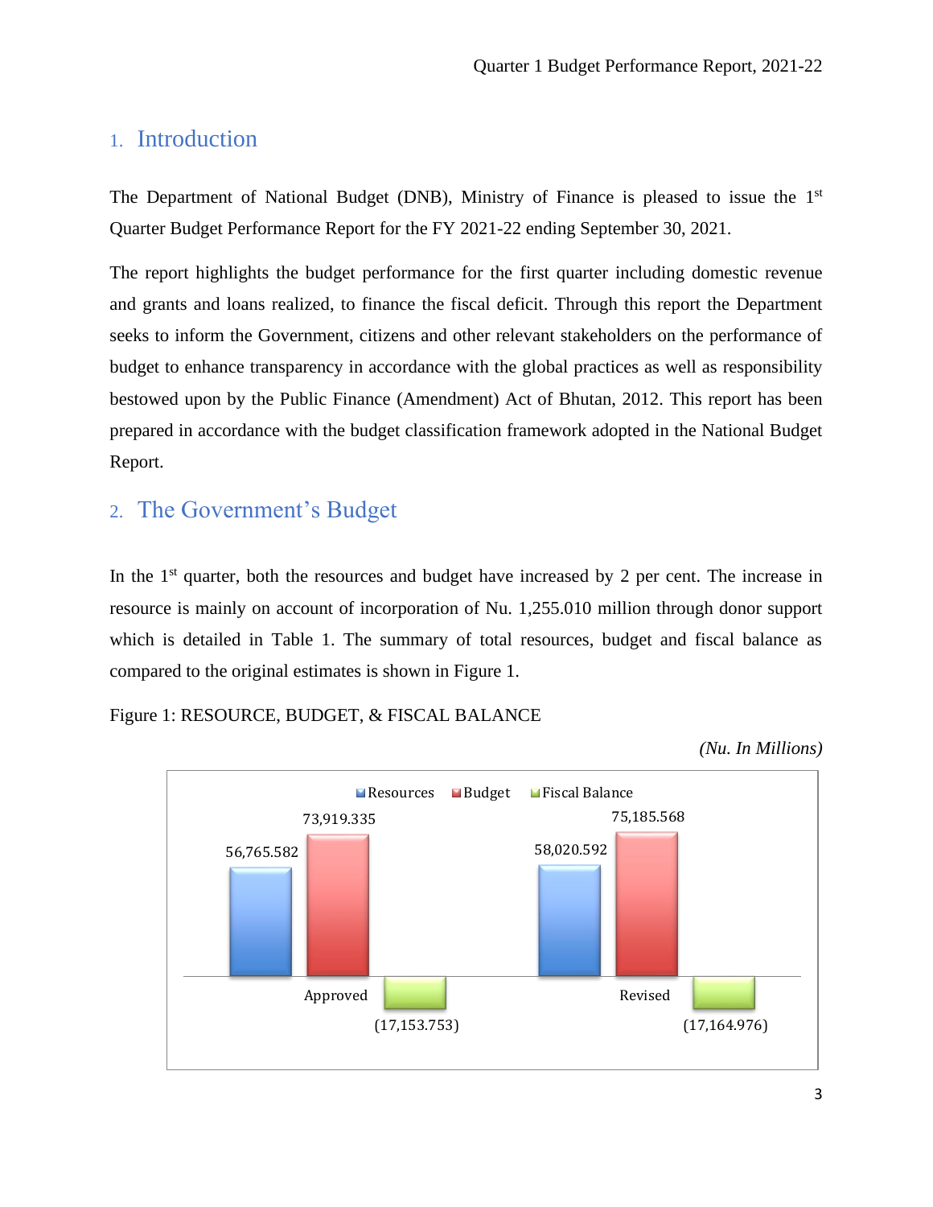## 1. Introduction

The Department of National Budget (DNB), Ministry of Finance is pleased to issue the 1st Quarter Budget Performance Report for the FY 2021-22 ending September 30, 2021.

The report highlights the budget performance for the first quarter including domestic revenue and grants and loans realized, to finance the fiscal deficit. Through this report the Department seeks to inform the Government, citizens and other relevant stakeholders on the performance of budget to enhance transparency in accordance with the global practices as well as responsibility bestowed upon by the Public Finance (Amendment) Act of Bhutan, 2012. This report has been prepared in accordance with the budget classification framework adopted in the National Budget Report.

## 2. The Government's Budget

In the 1st quarter, both the resources and budget have increased by 2 per cent. The increase in resource is mainly on account of incorporation of Nu. 1,255.010 million through donor support which is detailed in Table 1. The summary of total resources, budget and fiscal balance as compared to the original estimates is shown in Figure 1.

Figure 1: RESOURCE, BUDGET, & FISCAL BALANCE

*(Nu. In Millions)*

| | Resources | Budget | Fiscal Balance |
|---|---|---|---|
| Approved | 56,765.582 | 73,919.335 | (17,153.753) |
| Revised | 58,020.592 | 75,185.568 | (17,164.976) |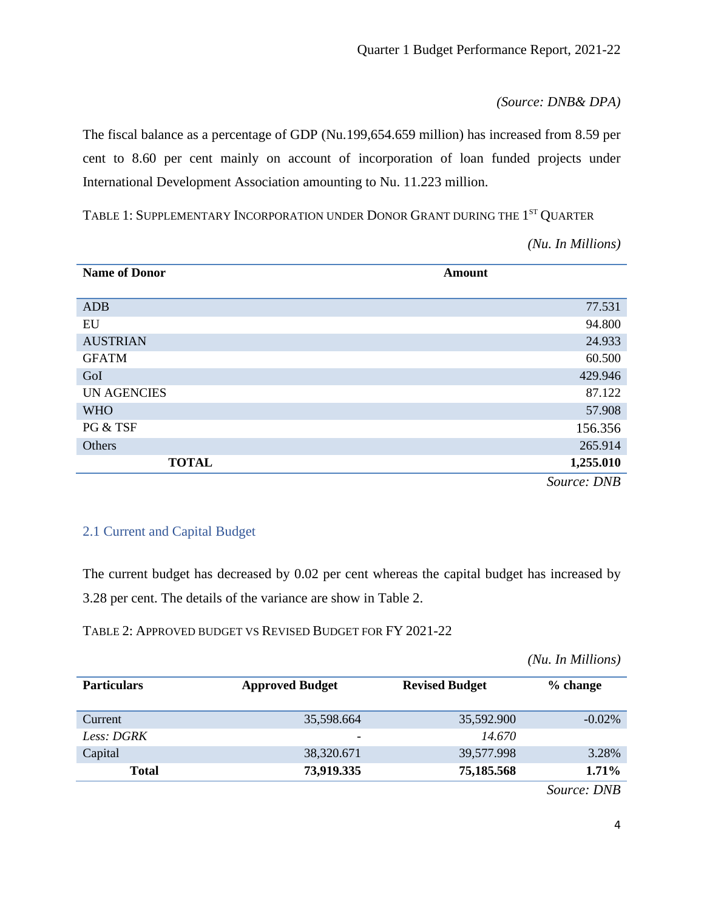*(Source: DNB& DPA)*

The fiscal balance as a percentage of GDP (Nu.199,654.659 million) has increased from 8.59 per cent to 8.60 per cent mainly on account of incorporation of loan funded projects under International Development Association amounting to Nu. 11.223 million.

TABLE 1: SUPPLEMENTARY INCORPORATION UNDER DONOR GRANT DURING THE 1ST QUARTER

*(Nu. In Millions)*

| Name of Donor | Amount |
|---|---|
| ADB | 77.531 |
| EU | 94.800 |
| AUSTRIAN | 24.933 |
| GFATM | 60.500 |
| GoI | 429.946 |
| UN AGENCIES | 87.122 |
| WHO | 57.908 |
| PG & TSF | 156.356 |
| Others | 265.914 |
| **TOTAL** | **1,255.010** |

*Source: DNB*

## 2.1 Current and Capital Budget

The current budget has decreased by 0.02 per cent whereas the capital budget has increased by 3.28 per cent. The details of the variance are show in Table 2.

TABLE 2: APPROVED BUDGET VS REVISED BUDGET FOR FY 2021-22

*(Nu. In Millions)*

| Particulars | Approved Budget | Revised Budget | % change |
|---|---|---|---|
| Current | 35,598.664 | 35,592.900 | -0.02% |
| *Less: DGRK* | - | *14.670* | |
| Capital | 38,320.671 | 39,577.998 | 3.28% |
| **Total** | **73,919.335** | **75,185.568** | **1.71%** |

*Source: DNB*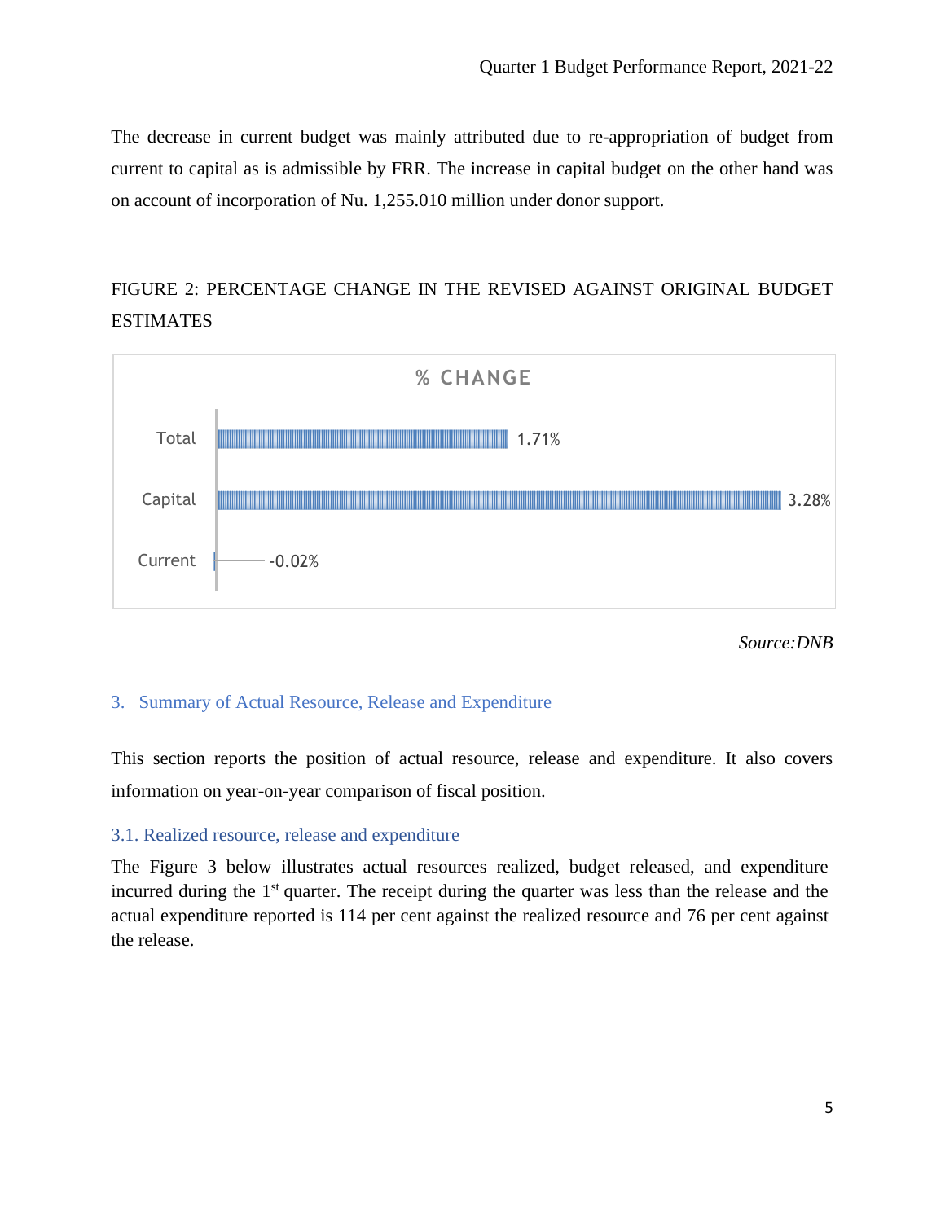The decrease in current budget was mainly attributed due to re-appropriation of budget from current to capital as is admissible by FRR. The increase in capital budget on the other hand was on account of incorporation of Nu. 1,255.010 million under donor support.

FIGURE 2: PERCENTAGE CHANGE IN THE REVISED AGAINST ORIGINAL BUDGET ESTIMATES

| % CHANGE | |
|---|---|
| Total | 1.71% |
| Capital | 3.28% |
| Current | -0.02% |

*Source:DNB*

## 3. Summary of Actual Resource, Release and Expenditure

This section reports the position of actual resource, release and expenditure. It also covers information on year-on-year comparison of fiscal position.

### 3.1. Realized resource, release and expenditure

The Figure 3 below illustrates actual resources realized, budget released, and expenditure incurred during the 1st quarter. The receipt during the quarter was less than the release and the actual expenditure reported is 114 per cent against the realized resource and 76 per cent against the release.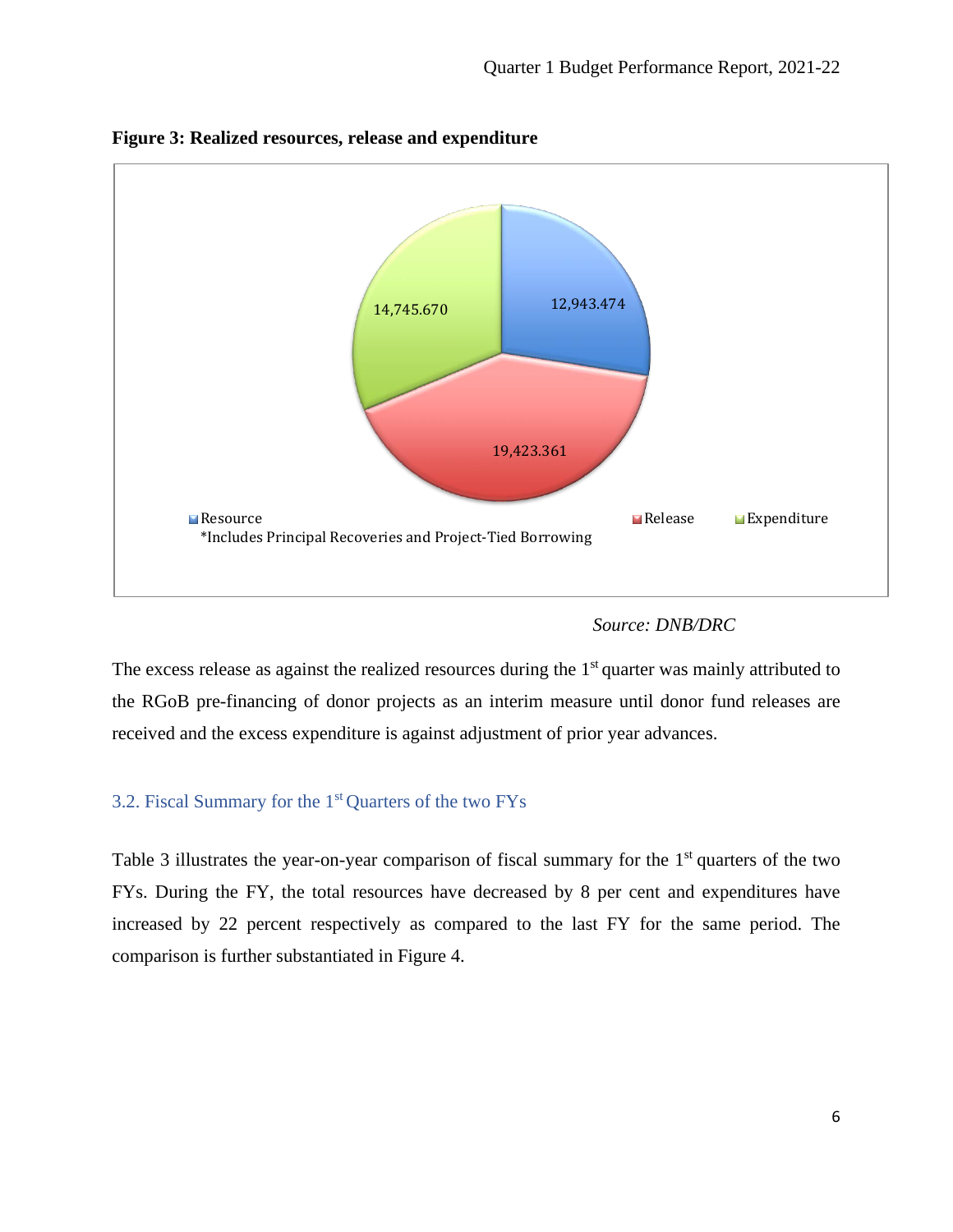**Figure 3: Realized resources, release and expenditure**

| Category | Value |
|---|---|
| Resource* | 12,943.474 |
| Release | 19,423.361 |
| Expenditure | 14,745.670 |

*Includes Principal Recoveries and Project-Tied Borrowing

*Source: DNB/DRC*

The excess release as against the realized resources during the 1st quarter was mainly attributed to the RGoB pre-financing of donor projects as an interim measure until donor fund releases are received and the excess expenditure is against adjustment of prior year advances.

## 3.2. Fiscal Summary for the 1st Quarters of the two FYs

Table 3 illustrates the year-on-year comparison of fiscal summary for the 1st quarters of the two FYs. During the FY, the total resources have decreased by 8 per cent and expenditures have increased by 22 percent respectively as compared to the last FY for the same period. The comparison is further substantiated in Figure 4.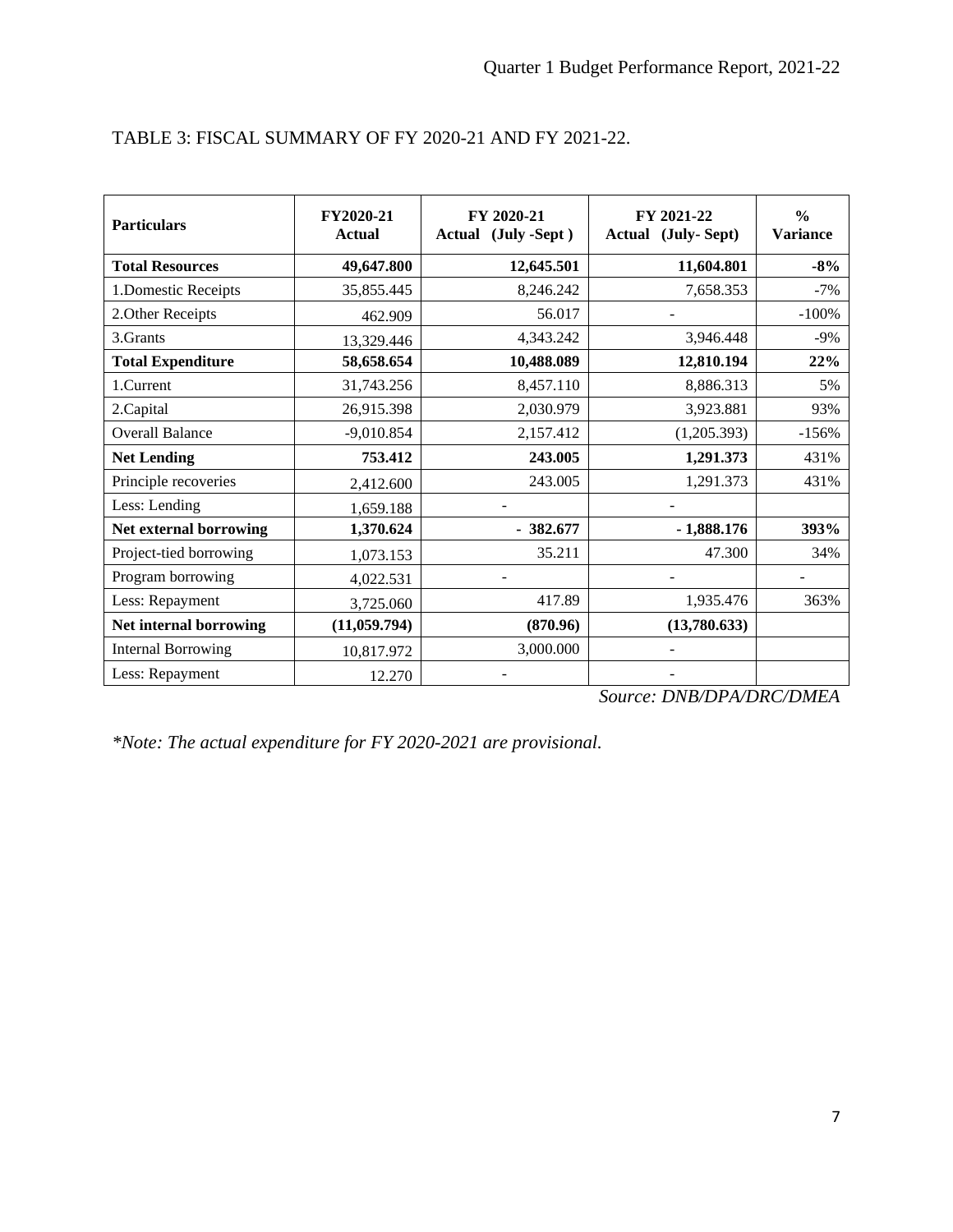TABLE 3: FISCAL SUMMARY OF FY 2020-21 AND FY 2021-22.

| Particulars | FY2020-21 Actual | FY 2020-21 Actual (July -Sept ) | FY 2021-22 Actual (July- Sept) | % Variance |
|---|---|---|---|---|
| **Total Resources** | **49,647.800** | **12,645.501** | **11,604.801** | **-8%** |
| 1.Domestic Receipts | 35,855.445 | 8,246.242 | 7,658.353 | -7% |
| 2.Other Receipts | 462.909 | 56.017 | - | -100% |
| 3.Grants | 13,329.446 | 4,343.242 | 3,946.448 | -9% |
| **Total Expenditure** | **58,658.654** | **10,488.089** | **12,810.194** | **22%** |
| 1.Current | 31,743.256 | 8,457.110 | 8,886.313 | 5% |
| 2.Capital | 26,915.398 | 2,030.979 | 3,923.881 | 93% |
| Overall Balance | -9,010.854 | 2,157.412 | (1,205.393) | -156% |
| **Net Lending** | **753.412** | **243.005** | **1,291.373** | 431% |
| Principle recoveries | 2,412.600 | 243.005 | 1,291.373 | 431% |
| Less: Lending | 1,659.188 | - | - | |
| **Net external borrowing** | **1,370.624** | **- 382.677** | **- 1,888.176** | **393%** |
| Project-tied borrowing | 1,073.153 | 35.211 | 47.300 | 34% |
| Program borrowing | 4,022.531 | - | - | - |
| Less: Repayment | 3,725.060 | 417.89 | 1,935.476 | 363% |
| **Net internal borrowing** | **(11,059.794)** | **(870.96)** | **(13,780.633)** | |
| Internal Borrowing | 10,817.972 | 3,000.000 | - | |
| Less: Repayment | 12.270 | - | - | |

*Source: DNB/DPA/DRC/DMEA*

**Note: The actual expenditure for FY 2020-2021 are provisional.*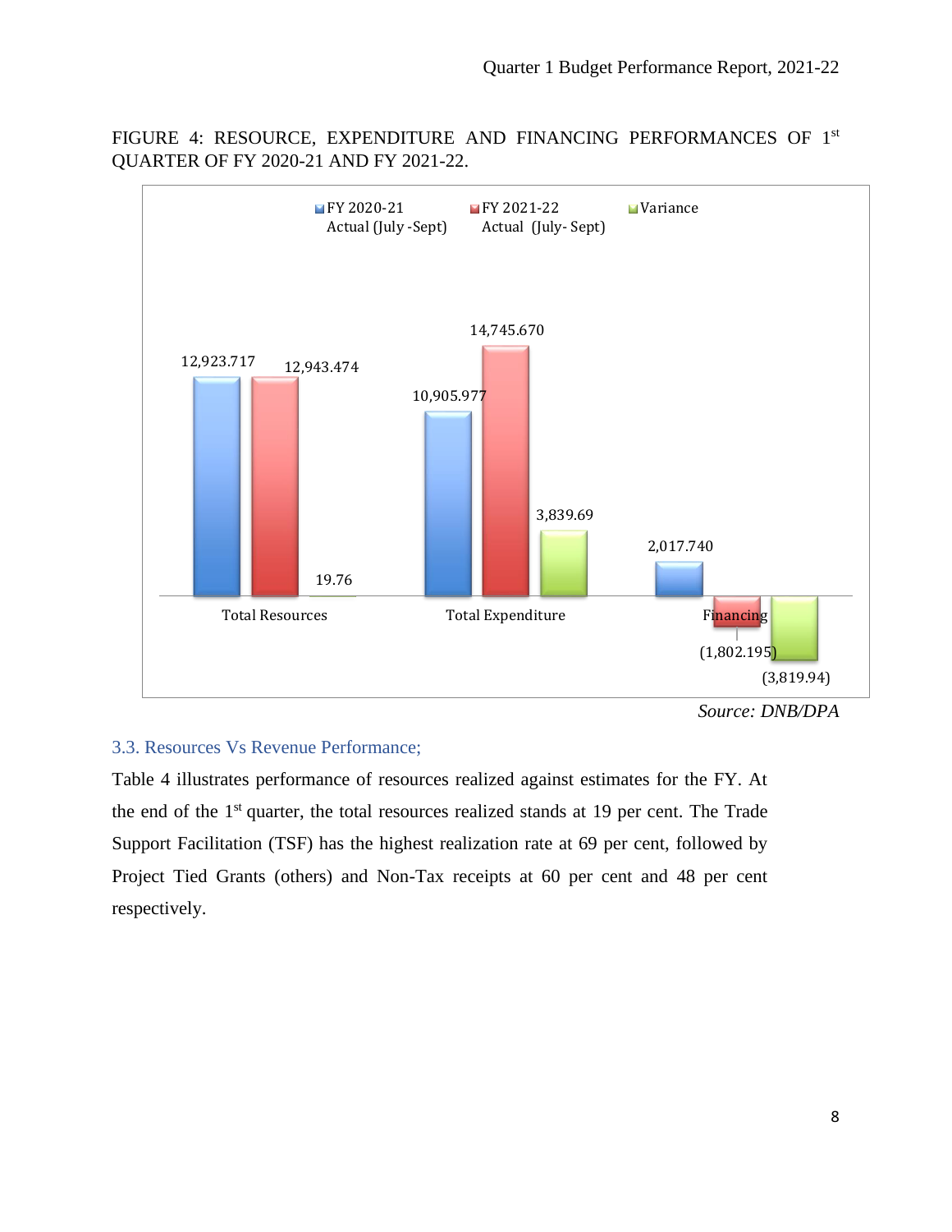FIGURE 4: RESOURCE, EXPENDITURE AND FINANCING PERFORMANCES OF 1st QUARTER OF FY 2020-21 AND FY 2021-22.

| | FY 2020-21 Actual (July -Sept) | FY 2021-22 Actual (July- Sept) | Variance |
|---|---|---|---|
| Total Resources | 12,923.717 | 12,943.474 | 19.76 |
| Total Expenditure | 10,905.977 | 14,745.670 | 3,839.69 |
| Financing | 2,017.740 | (1,802.195) | (3,819.94) |

*Source: DNB/DPA*

### 3.3. Resources Vs Revenue Performance;

Table 4 illustrates performance of resources realized against estimates for the FY. At the end of the 1st quarter, the total resources realized stands at 19 per cent. The Trade Support Facilitation (TSF) has the highest realization rate at 69 per cent, followed by Project Tied Grants (others) and Non-Tax receipts at 60 per cent and 48 per cent respectively.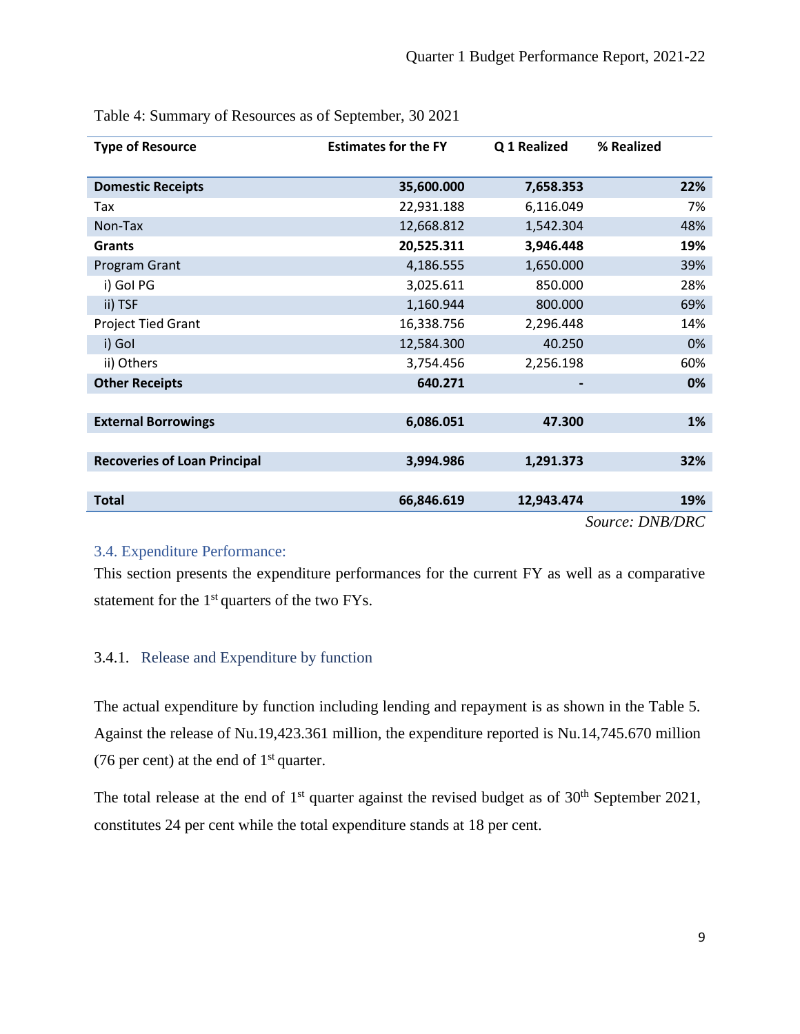Table 4: Summary of Resources as of September, 30 2021

| Type of Resource | Estimates for the FY | Q 1 Realized | % Realized |
|---|---|---|---|
| **Domestic Receipts** | **35,600.000** | **7,658.353** | **22%** |
| Tax | 22,931.188 | 6,116.049 | 7% |
| Non-Tax | 12,668.812 | 1,542.304 | 48% |
| **Grants** | **20,525.311** | **3,946.448** | **19%** |
| Program Grant | 4,186.555 | 1,650.000 | 39% |
| i) GoI PG | 3,025.611 | 850.000 | 28% |
| ii) TSF | 1,160.944 | 800.000 | 69% |
| Project Tied Grant | 16,338.756 | 2,296.448 | 14% |
| i) GoI | 12,584.300 | 40.250 | 0% |
| ii) Others | 3,754.456 | 2,256.198 | 60% |
| **Other Receipts** | **640.271** | **-** | **0%** |
| **External Borrowings** | **6,086.051** | **47.300** | **1%** |
| **Recoveries of Loan Principal** | **3,994.986** | **1,291.373** | **32%** |
| **Total** | **66,846.619** | **12,943.474** | **19%** |

*Source: DNB/DRC*

## 3.4. Expenditure Performance:

This section presents the expenditure performances for the current FY as well as a comparative statement for the 1st quarters of the two FYs.

### 3.4.1. Release and Expenditure by function

The actual expenditure by function including lending and repayment is as shown in the Table 5. Against the release of Nu.19,423.361 million, the expenditure reported is Nu.14,745.670 million (76 per cent) at the end of 1st quarter.

The total release at the end of 1st quarter against the revised budget as of 30th September 2021, constitutes 24 per cent while the total expenditure stands at 18 per cent.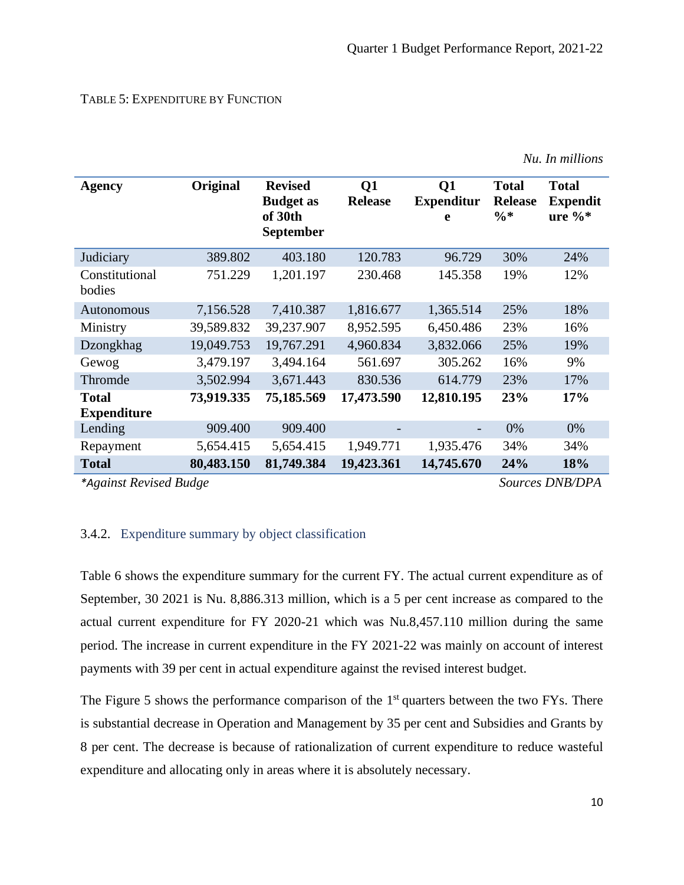TABLE 5: EXPENDITURE BY FUNCTION

*Nu. In millions*

| Agency | Original | Revised Budget as of 30th September | Q1 Release | Q1 Expenditure | Total Release %* | Total Expenditure %* |
|---|---|---|---|---|---|---|
| Judiciary | 389.802 | 403.180 | 120.783 | 96.729 | 30% | 24% |
| Constitutional bodies | 751.229 | 1,201.197 | 230.468 | 145.358 | 19% | 12% |
| Autonomous | 7,156.528 | 7,410.387 | 1,816.677 | 1,365.514 | 25% | 18% |
| Ministry | 39,589.832 | 39,237.907 | 8,952.595 | 6,450.486 | 23% | 16% |
| Dzongkhag | 19,049.753 | 19,767.291 | 4,960.834 | 3,832.066 | 25% | 19% |
| Gewog | 3,479.197 | 3,494.164 | 561.697 | 305.262 | 16% | 9% |
| Thromde | 3,502.994 | 3,671.443 | 830.536 | 614.779 | 23% | 17% |
| **Total Expenditure** | **73,919.335** | **75,185.569** | **17,473.590** | **12,810.195** | **23%** | **17%** |
| Lending | 909.400 | 909.400 | - | - | 0% | 0% |
| Repayment | 5,654.415 | 5,654.415 | 1,949.771 | 1,935.476 | 34% | 34% |
| **Total** | **80,483.150** | **81,749.384** | **19,423.361** | **14,745.670** | **24%** | **18%** |

*\*Against Revised Budge* — *Sources DNB/DPA*

### 3.4.2. Expenditure summary by object classification

Table 6 shows the expenditure summary for the current FY. The actual current expenditure as of September, 30 2021 is Nu. 8,886.313 million, which is a 5 per cent increase as compared to the actual current expenditure for FY 2020-21 which was Nu.8,457.110 million during the same period. The increase in current expenditure in the FY 2021-22 was mainly on account of interest payments with 39 per cent in actual expenditure against the revised interest budget.

The Figure 5 shows the performance comparison of the 1st quarters between the two FYs. There is substantial decrease in Operation and Management by 35 per cent and Subsidies and Grants by 8 per cent. The decrease is because of rationalization of current expenditure to reduce wasteful expenditure and allocating only in areas where it is absolutely necessary.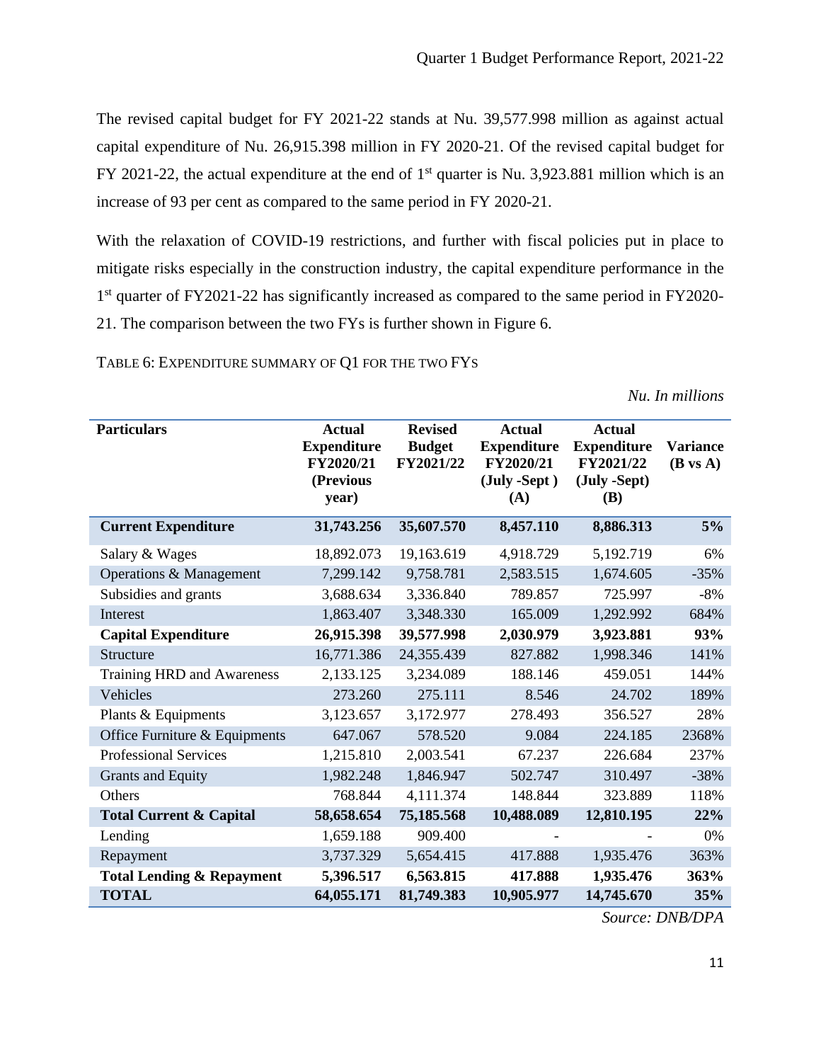The revised capital budget for FY 2021-22 stands at Nu. 39,577.998 million as against actual capital expenditure of Nu. 26,915.398 million in FY 2020-21. Of the revised capital budget for FY 2021-22, the actual expenditure at the end of 1st quarter is Nu. 3,923.881 million which is an increase of 93 per cent as compared to the same period in FY 2020-21.

With the relaxation of COVID-19 restrictions, and further with fiscal policies put in place to mitigate risks especially in the construction industry, the capital expenditure performance in the 1st quarter of FY2021-22 has significantly increased as compared to the same period in FY2020-21. The comparison between the two FYs is further shown in Figure 6.

TABLE 6: EXPENDITURE SUMMARY OF Q1 FOR THE TWO FYS

*Nu. In millions*

| Particulars | Actual Expenditure FY2020/21 (Previous year) | Revised Budget FY2021/22 | Actual Expenditure FY2020/21 (July -Sept ) (A) | Actual Expenditure FY2021/22 (July -Sept) (B) | Variance (B vs A) |
|---|---|---|---|---|---|
| **Current Expenditure** | **31,743.256** | **35,607.570** | **8,457.110** | **8,886.313** | **5%** |
| Salary & Wages | 18,892.073 | 19,163.619 | 4,918.729 | 5,192.719 | 6% |
| Operations & Management | 7,299.142 | 9,758.781 | 2,583.515 | 1,674.605 | -35% |
| Subsidies and grants | 3,688.634 | 3,336.840 | 789.857 | 725.997 | -8% |
| Interest | 1,863.407 | 3,348.330 | 165.009 | 1,292.992 | 684% |
| **Capital Expenditure** | **26,915.398** | **39,577.998** | **2,030.979** | **3,923.881** | **93%** |
| Structure | 16,771.386 | 24,355.439 | 827.882 | 1,998.346 | 141% |
| Training HRD and Awareness | 2,133.125 | 3,234.089 | 188.146 | 459.051 | 144% |
| Vehicles | 273.260 | 275.111 | 8.546 | 24.702 | 189% |
| Plants & Equipments | 3,123.657 | 3,172.977 | 278.493 | 356.527 | 28% |
| Office Furniture & Equipments | 647.067 | 578.520 | 9.084 | 224.185 | 2368% |
| Professional Services | 1,215.810 | 2,003.541 | 67.237 | 226.684 | 237% |
| Grants and Equity | 1,982.248 | 1,846.947 | 502.747 | 310.497 | -38% |
| Others | 768.844 | 4,111.374 | 148.844 | 323.889 | 118% |
| **Total Current & Capital** | **58,658.654** | **75,185.568** | **10,488.089** | **12,810.195** | **22%** |
| Lending | 1,659.188 | 909.400 | - | - | 0% |
| Repayment | 3,737.329 | 5,654.415 | 417.888 | 1,935.476 | 363% |
| **Total Lending & Repayment** | **5,396.517** | **6,563.815** | **417.888** | **1,935.476** | **363%** |
| **TOTAL** | **64,055.171** | **81,749.383** | **10,905.977** | **14,745.670** | **35%** |

*Source: DNB/DPA*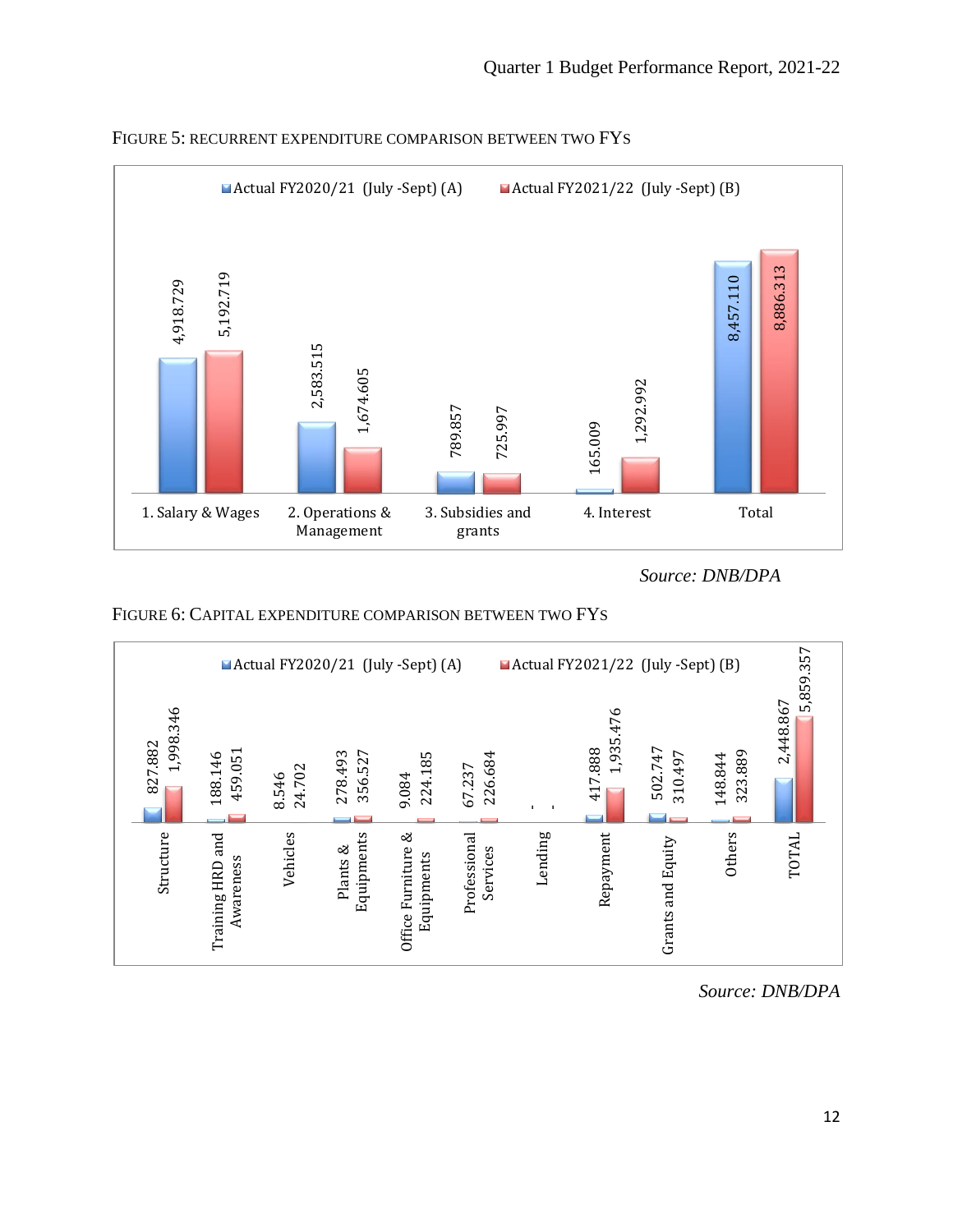FIGURE 5: RECURRENT EXPENDITURE COMPARISON BETWEEN TWO FYS

| | Actual FY2020/21 (July -Sept) (A) | Actual FY2021/22 (July -Sept) (B) |
|---|---|---|
| 1. Salary & Wages | 4,918.729 | 5,192.719 |
| 2. Operations & Management | 2,583.515 | 1,674.605 |
| 3. Subsidies and grants | 789.857 | 725.997 |
| 4. Interest | 165.009 | 1,292.992 |
| Total | 8,457.110 | 8,886.313 |

*Source: DNB/DPA*

FIGURE 6: CAPITAL EXPENDITURE COMPARISON BETWEEN TWO FYS

| | Actual FY2020/21 (July -Sept) (A) | Actual FY2021/22 (July -Sept) (B) |
|---|---|---|
| Structure | 827.882 | 1,998.346 |
| Training HRD and Awareness | 188.146 | 459.051 |
| Vehicles | 8.546 | 24.702 |
| Plants & Equipments | 278.493 | 356.527 |
| Office Furniture & Equipments | 9.084 | 224.185 |
| Professional Services | 67.237 | 226.684 |
| Lending | - | - |
| Repayment | 417.888 | 1,935.476 |
| Grants and Equity | 502.747 | 310.497 |
| Others | 148.844 | 323.889 |
| TOTAL | 2,448.867 | 5,859.357 |

*Source: DNB/DPA*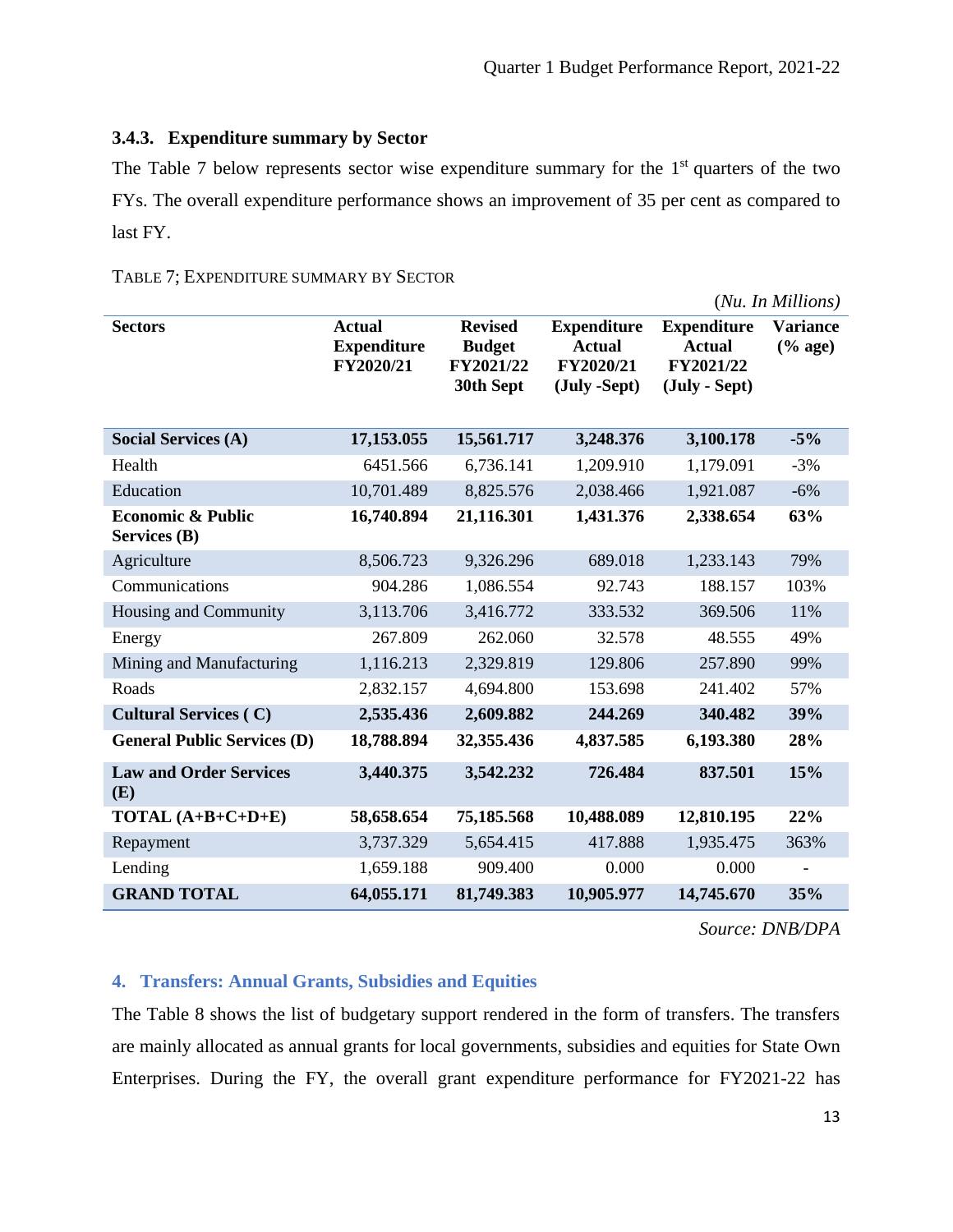### 3.4.3. Expenditure summary by Sector

The Table 7 below represents sector wise expenditure summary for the 1st quarters of the two FYs. The overall expenditure performance shows an improvement of 35 per cent as compared to last FY.

TABLE 7; EXPENDITURE SUMMARY BY SECTOR

(*Nu. In Millions)*

| Sectors | Actual Expenditure FY2020/21 | Revised Budget FY2021/22 30th Sept | Expenditure Actual FY2020/21 (July -Sept) | Expenditure Actual FY2021/22 (July - Sept) | Variance (% age) |
|---|---|---|---|---|---|
| **Social Services (A)** | **17,153.055** | **15,561.717** | **3,248.376** | **3,100.178** | **-5%** |
| Health | 6451.566 | 6,736.141 | 1,209.910 | 1,179.091 | -3% |
| Education | 10,701.489 | 8,825.576 | 2,038.466 | 1,921.087 | -6% |
| **Economic & Public Services (B)** | **16,740.894** | **21,116.301** | **1,431.376** | **2,338.654** | **63%** |
| Agriculture | 8,506.723 | 9,326.296 | 689.018 | 1,233.143 | 79% |
| Communications | 904.286 | 1,086.554 | 92.743 | 188.157 | 103% |
| Housing and Community | 3,113.706 | 3,416.772 | 333.532 | 369.506 | 11% |
| Energy | 267.809 | 262.060 | 32.578 | 48.555 | 49% |
| Mining and Manufacturing | 1,116.213 | 2,329.819 | 129.806 | 257.890 | 99% |
| Roads | 2,832.157 | 4,694.800 | 153.698 | 241.402 | 57% |
| **Cultural Services ( C)** | **2,535.436** | **2,609.882** | **244.269** | **340.482** | **39%** |
| **General Public Services (D)** | **18,788.894** | **32,355.436** | **4,837.585** | **6,193.380** | **28%** |
| **Law and Order Services (E)** | **3,440.375** | **3,542.232** | **726.484** | **837.501** | **15%** |
| **TOTAL (A+B+C+D+E)** | **58,658.654** | **75,185.568** | **10,488.089** | **12,810.195** | **22%** |
| Repayment | 3,737.329 | 5,654.415 | 417.888 | 1,935.475 | 363% |
| Lending | 1,659.188 | 909.400 | 0.000 | 0.000 | - |
| **GRAND TOTAL** | **64,055.171** | **81,749.383** | **10,905.977** | **14,745.670** | **35%** |

*Source: DNB/DPA*

## 4. Transfers: Annual Grants, Subsidies and Equities

The Table 8 shows the list of budgetary support rendered in the form of transfers. The transfers are mainly allocated as annual grants for local governments, subsidies and equities for State Own Enterprises. During the FY, the overall grant expenditure performance for FY2021-22 has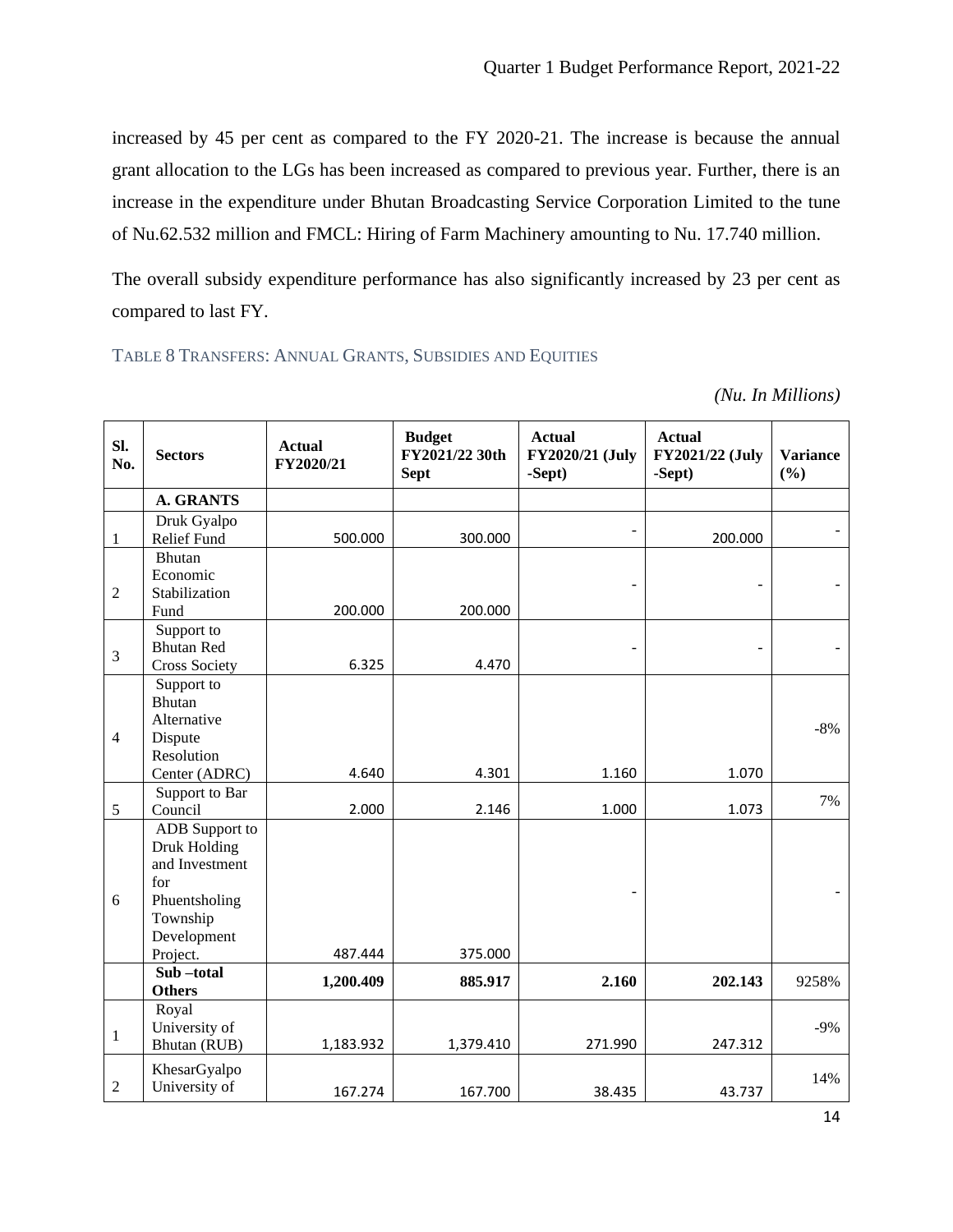increased by 45 per cent as compared to the FY 2020-21. The increase is because the annual grant allocation to the LGs has been increased as compared to previous year. Further, there is an increase in the expenditure under Bhutan Broadcasting Service Corporation Limited to the tune of Nu.62.532 million and FMCL: Hiring of Farm Machinery amounting to Nu. 17.740 million.

The overall subsidy expenditure performance has also significantly increased by 23 per cent as compared to last FY.

TABLE 8 TRANSFERS: ANNUAL GRANTS, SUBSIDIES AND EQUITIES

*(Nu. In Millions)*

| Sl. No. | Sectors | Actual FY2020/21 | Budget FY2021/22 30th Sept | Actual FY2020/21 (July -Sept) | Actual FY2021/22 (July -Sept) | Variance (%) |
|---|---|---|---|---|---|---|
| | **A. GRANTS** | | | | | |
| 1 | Druk Gyalpo Relief Fund | 500.000 | 300.000 | - | 200.000 | - |
| 2 | Bhutan Economic Stabilization Fund | 200.000 | 200.000 | - | - | - |
| 3 | Support to Bhutan Red Cross Society | 6.325 | 4.470 | - | - | - |
| 4 | Support to Bhutan Alternative Dispute Resolution Center (ADRC) | 4.640 | 4.301 | 1.160 | 1.070 | -8% |
| 5 | Support to Bar Council | 2.000 | 2.146 | 1.000 | 1.073 | 7% |
| 6 | ADB Support to Druk Holding and Investment for Phuentsholing Township Development Project. | 487.444 | 375.000 | - | | - |
| | **Sub –total Others** | **1,200.409** | **885.917** | **2.160** | **202.143** | 9258% |
| 1 | Royal University of Bhutan (RUB) | 1,183.932 | 1,379.410 | 271.990 | 247.312 | -9% |
| 2 | KhesarGyalpo University of | 167.274 | 167.700 | 38.435 | 43.737 | 14% |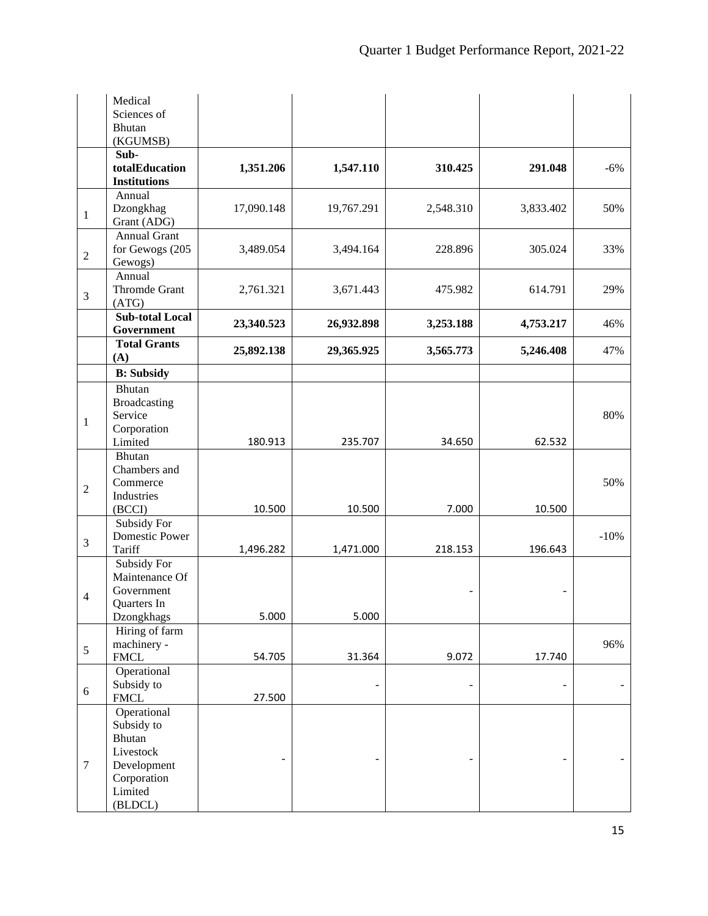| | | | | | | |
|---|---|---|---|---|---|---|
| | Medical Sciences of Bhutan (KGUMSB) | | | | | |
| | **Sub-totalEducation Institutions** | **1,351.206** | **1,547.110** | **310.425** | **291.048** | -6% |
| 1 | Annual Dzongkhag Grant (ADG) | 17,090.148 | 19,767.291 | 2,548.310 | 3,833.402 | 50% |
| 2 | Annual Grant for Gewogs (205 Gewogs) | 3,489.054 | 3,494.164 | 228.896 | 305.024 | 33% |
| 3 | Annual Thromde Grant (ATG) | 2,761.321 | 3,671.443 | 475.982 | 614.791 | 29% |
| | **Sub-total Local Government** | **23,340.523** | **26,932.898** | **3,253.188** | **4,753.217** | 46% |
| | **Total Grants (A)** | **25,892.138** | **29,365.925** | **3,565.773** | **5,246.408** | 47% |
| | **B: Subsidy** | | | | | |
| 1 | Bhutan Broadcasting Service Corporation Limited | 180.913 | 235.707 | 34.650 | 62.532 | 80% |
| 2 | Bhutan Chambers and Commerce Industries (BCCI) | 10.500 | 10.500 | 7.000 | 10.500 | 50% |
| 3 | Subsidy For Domestic Power Tariff | 1,496.282 | 1,471.000 | 218.153 | 196.643 | -10% |
| 4 | Subsidy For Maintenance Of Government Quarters In Dzongkhags | 5.000 | 5.000 | - | - | |
| 5 | Hiring of farm machinery - FMCL | 54.705 | 31.364 | 9.072 | 17.740 | 96% |
| 6 | Operational Subsidy to FMCL | 27.500 | - | - | - | - |
| 7 | Operational Subsidy to Bhutan Livestock Development Corporation Limited (BLDCL) | - | - | - | - | - |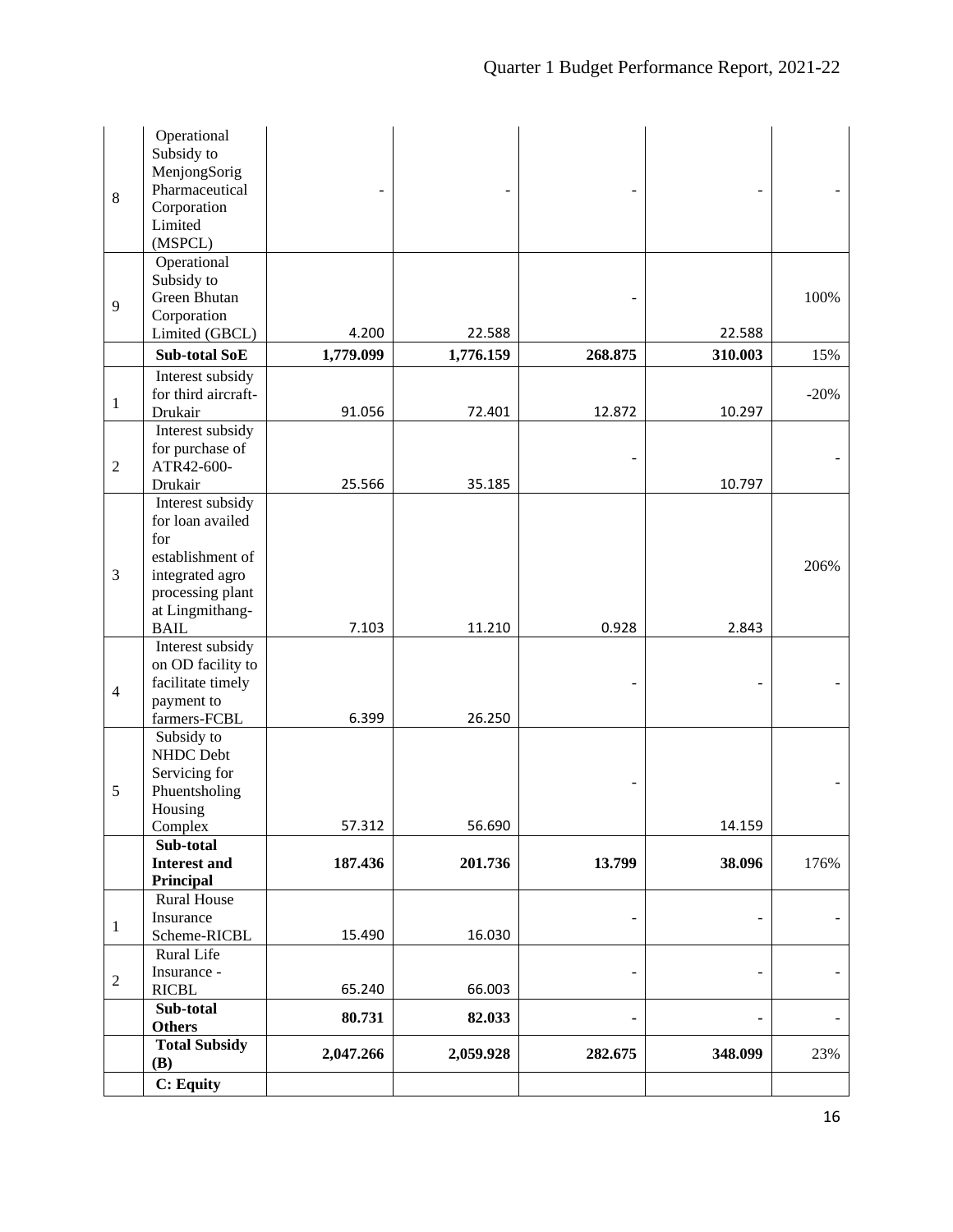| 8 | Operational Subsidy to MenjongSorig Pharmaceutical Corporation Limited (MSPCL) | - | - | - | - | - |
|---|---|---|---|---|---|---|
| 9 | Operational Subsidy to Green Bhutan Corporation Limited (GBCL) | 4.200 | 22.588 | - | 22.588 | 100% |
| | **Sub-total SoE** | **1,779.099** | **1,776.159** | **268.875** | **310.003** | 15% |
| 1 | Interest subsidy for third aircraft-Drukair | 91.056 | 72.401 | 12.872 | 10.297 | -20% |
| 2 | Interest subsidy for purchase of ATR42-600-Drukair | 25.566 | 35.185 | - | 10.797 | - |
| 3 | Interest subsidy for loan availed for establishment of integrated agro processing plant at Lingmithang-BAIL | 7.103 | 11.210 | 0.928 | 2.843 | 206% |
| 4 | Interest subsidy on OD facility to facilitate timely payment to farmers-FCBL | 6.399 | 26.250 | - | - | - |
| 5 | Subsidy to NHDC Debt Servicing for Phuentsholing Housing Complex | 57.312 | 56.690 | - | 14.159 | - |
| | **Sub-total Interest and Principal** | **187.436** | **201.736** | **13.799** | **38.096** | 176% |
| 1 | Rural House Insurance Scheme-RICBL | 15.490 | 16.030 | - | - | - |
| 2 | Rural Life Insurance - RICBL | 65.240 | 66.003 | - | - | - |
| | **Sub-total Others** | **80.731** | **82.033** | **-** | **-** | - |
| | **Total Subsidy (B)** | **2,047.266** | **2,059.928** | **282.675** | **348.099** | 23% |
| | **C: Equity** | | | | | |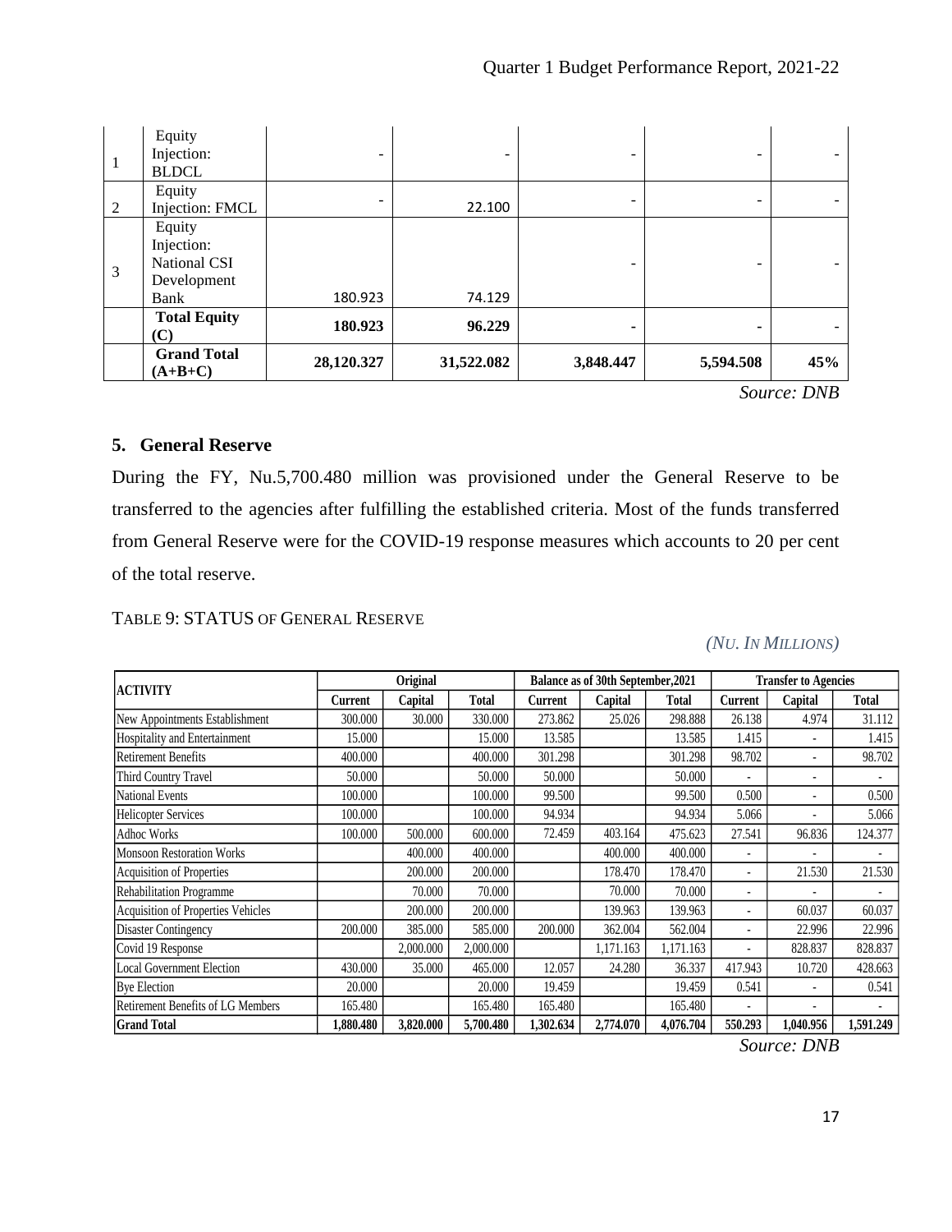| | | | | | | |
|---|---|---|---|---|---|---|
| 1 | Equity Injection: BLDCL | - | - | - | - | - |
| 2 | Equity Injection: FMCL | - | 22.100 | - | - | - |
| 3 | Equity Injection: National CSI Development Bank | 180.923 | 74.129 | - | - | - |
| | **Total Equity (C)** | **180.923** | **96.229** | **-** | **-** | - |
| | **Grand Total (A+B+C)** | **28,120.327** | **31,522.082** | **3,848.447** | **5,594.508** | **45%** |

*Source: DNB*

## 5. General Reserve

During the FY, Nu.5,700.480 million was provisioned under the General Reserve to be transferred to the agencies after fulfilling the established criteria. Most of the funds transferred from General Reserve were for the COVID-19 response measures which accounts to 20 per cent of the total reserve.

TABLE 9: STATUS OF GENERAL RESERVE

*(NU. IN MILLIONS)*

| ACTIVITY | Original | | | Balance as of 30th September,2021 | | | Transfer to Agencies | | |
|---|---|---|---|---|---|---|---|---|---|
| | Current | Capital | Total | Current | Capital | Total | Current | Capital | Total |
| New Appointments Establishment | 300.000 | 30.000 | 330.000 | 273.862 | 25.026 | 298.888 | 26.138 | 4.974 | 31.112 |
| Hospitality and Entertainment | 15.000 | | 15.000 | 13.585 | | 13.585 | 1.415 | - | 1.415 |
| Retirement Benefits | 400.000 | | 400.000 | 301.298 | | 301.298 | 98.702 | - | 98.702 |
| Third Country Travel | 50.000 | | 50.000 | 50.000 | | 50.000 | - | - | - |
| National Events | 100.000 | | 100.000 | 99.500 | | 99.500 | 0.500 | - | 0.500 |
| Helicopter Services | 100.000 | | 100.000 | 94.934 | | 94.934 | 5.066 | - | 5.066 |
| Adhoc Works | 100.000 | 500.000 | 600.000 | 72.459 | 403.164 | 475.623 | 27.541 | 96.836 | 124.377 |
| Monsoon Restoration Works | | 400.000 | 400.000 | | 400.000 | 400.000 | - | - | - |
| Acquisition of Properties | | 200.000 | 200.000 | | 178.470 | 178.470 | - | 21.530 | 21.530 |
| Rehabilitation Programme | | 70.000 | 70.000 | | 70.000 | 70.000 | - | - | - |
| Acquisition of Properties Vehicles | | 200.000 | 200.000 | | 139.963 | 139.963 | - | 60.037 | 60.037 |
| Disaster Contingency | 200.000 | 385.000 | 585.000 | 200.000 | 362.004 | 562.004 | - | 22.996 | 22.996 |
| Covid 19 Response | | 2,000.000 | 2,000.000 | | 1,171.163 | 1,171.163 | - | 828.837 | 828.837 |
| Local Government Election | 430.000 | 35.000 | 465.000 | 12.057 | 24.280 | 36.337 | 417.943 | 10.720 | 428.663 |
| Bye Election | 20.000 | | 20.000 | 19.459 | | 19.459 | 0.541 | - | 0.541 |
| Retirement Benefits of LG Members | 165.480 | | 165.480 | 165.480 | | 165.480 | - | - | - |
| **Grand Total** | **1,880.480** | **3,820.000** | **5,700.480** | **1,302.634** | **2,774.070** | **4,076.704** | **550.293** | **1,040.956** | **1,591.249** |

*Source: DNB*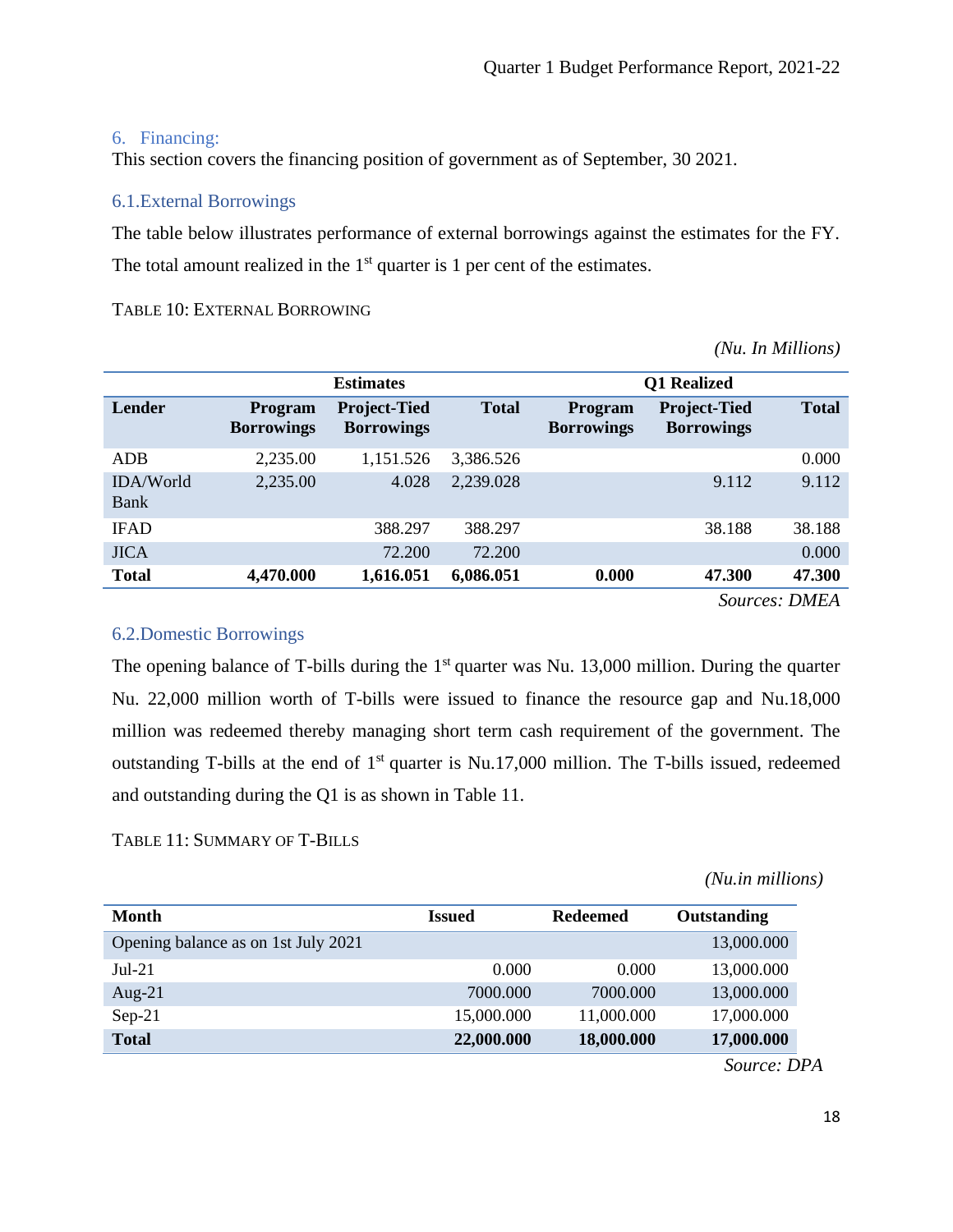## 6. Financing:

This section covers the financing position of government as of September, 30 2021.

### 6.1. External Borrowings

The table below illustrates performance of external borrowings against the estimates for the FY. The total amount realized in the 1st quarter is 1 per cent of the estimates.

TABLE 10: EXTERNAL BORROWING

*(Nu. In Millions)*

| | Estimates | | | Q1 Realized | | |
|---|---|---|---|---|---|---|
| **Lender** | **Program Borrowings** | **Project-Tied Borrowings** | **Total** | **Program Borrowings** | **Project-Tied Borrowings** | **Total** |
| ADB | 2,235.00 | 1,151.526 | 3,386.526 | | | 0.000 |
| IDA/World Bank | 2,235.00 | 4.028 | 2,239.028 | | 9.112 | 9.112 |
| IFAD | | 388.297 | 388.297 | | 38.188 | 38.188 |
| JICA | | 72.200 | 72.200 | | | 0.000 |
| **Total** | **4,470.000** | **1,616.051** | **6,086.051** | **0.000** | **47.300** | **47.300** |

*Sources: DMEA*

### 6.2. Domestic Borrowings

The opening balance of T-bills during the 1st quarter was Nu. 13,000 million. During the quarter Nu. 22,000 million worth of T-bills were issued to finance the resource gap and Nu.18,000 million was redeemed thereby managing short term cash requirement of the government. The outstanding T-bills at the end of 1st quarter is Nu.17,000 million. The T-bills issued, redeemed and outstanding during the Q1 is as shown in Table 11.

TABLE 11: SUMMARY OF T-BILLS

*(Nu.in millions)*

| Month | Issued | Redeemed | Outstanding |
|---|---|---|---|
| Opening balance as on 1st July 2021 | | | 13,000.000 |
| Jul-21 | 0.000 | 0.000 | 13,000.000 |
| Aug-21 | 7000.000 | 7000.000 | 13,000.000 |
| Sep-21 | 15,000.000 | 11,000.000 | 17,000.000 |
| **Total** | **22,000.000** | **18,000.000** | **17,000.000** |

*Source: DPA*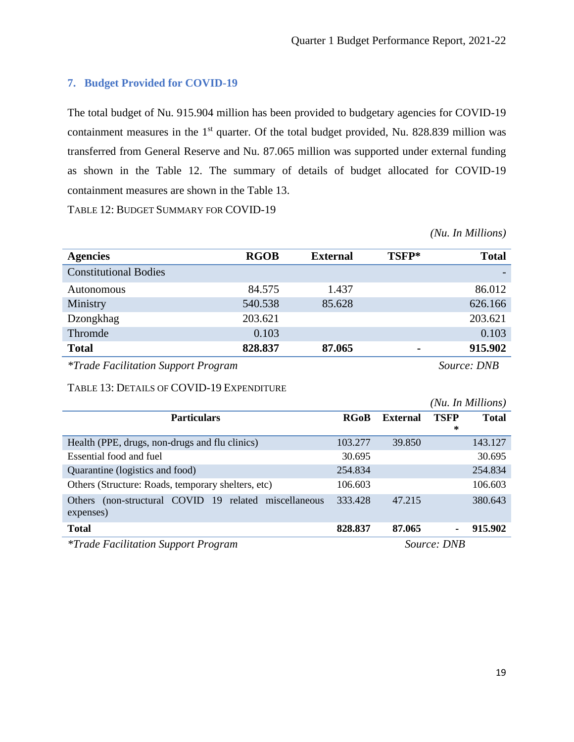## 7. Budget Provided for COVID-19

The total budget of Nu. 915.904 million has been provided to budgetary agencies for COVID-19 containment measures in the 1st quarter. Of the total budget provided, Nu. 828.839 million was transferred from General Reserve and Nu. 87.065 million was supported under external funding as shown in the Table 12. The summary of details of budget allocated for COVID-19 containment measures are shown in the Table 13.

TABLE 12: BUDGET SUMMARY FOR COVID-19

*(Nu. In Millions)*

| Agencies | RGOB | External | TSFP* | Total |
|---|---|---|---|---|
| Constitutional Bodies | | | | - |
| Autonomous | 84.575 | 1.437 | | 86.012 |
| Ministry | 540.538 | 85.628 | | 626.166 |
| Dzongkhag | 203.621 | | | 203.621 |
| Thromde | 0.103 | | | 0.103 |
| **Total** | **828.837** | **87.065** | **-** | **915.902** |

*\*Trade Facilitation Support Program* *Source: DNB*

TABLE 13: DETAILS OF COVID-19 EXPENDITURE

*(Nu. In Millions)*

| Particulars | RGoB | External | TSFP* | Total |
|---|---|---|---|---|
| Health (PPE, drugs, non-drugs and flu clinics) | 103.277 | 39.850 | | 143.127 |
| Essential food and fuel | 30.695 | | | 30.695 |
| Quarantine (logistics and food) | 254.834 | | | 254.834 |
| Others (Structure: Roads, temporary shelters, etc) | 106.603 | | | 106.603 |
| Others (non-structural COVID 19 related miscellaneous expenses) | 333.428 | 47.215 | | 380.643 |
| **Total** | **828.837** | **87.065** | **-** | **915.902** |

*\*Trade Facilitation Support Program* *Source: DNB*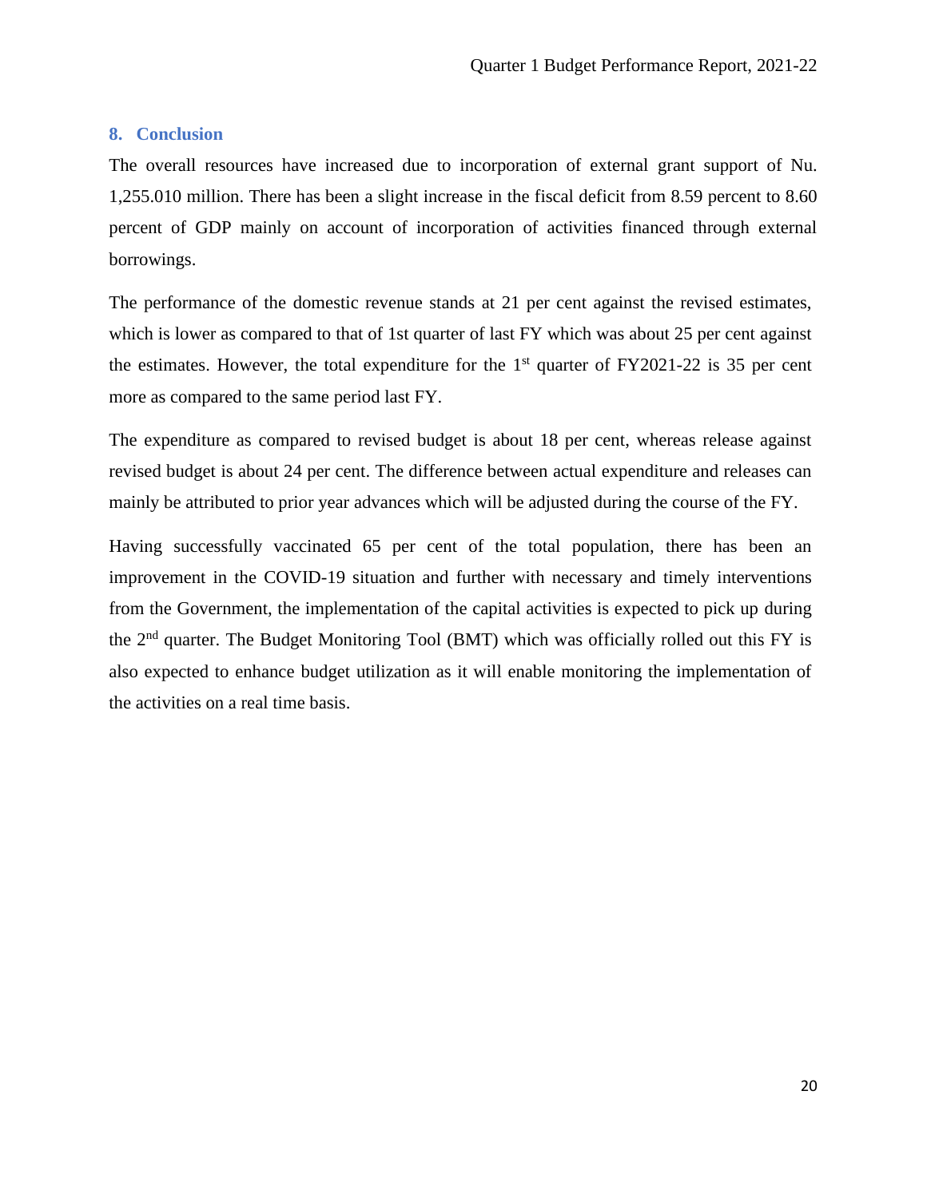## 8. Conclusion

The overall resources have increased due to incorporation of external grant support of Nu. 1,255.010 million. There has been a slight increase in the fiscal deficit from 8.59 percent to 8.60 percent of GDP mainly on account of incorporation of activities financed through external borrowings.

The performance of the domestic revenue stands at 21 per cent against the revised estimates, which is lower as compared to that of 1st quarter of last FY which was about 25 per cent against the estimates. However, the total expenditure for the 1st quarter of FY2021-22 is 35 per cent more as compared to the same period last FY.

The expenditure as compared to revised budget is about 18 per cent, whereas release against revised budget is about 24 per cent. The difference between actual expenditure and releases can mainly be attributed to prior year advances which will be adjusted during the course of the FY.

Having successfully vaccinated 65 per cent of the total population, there has been an improvement in the COVID-19 situation and further with necessary and timely interventions from the Government, the implementation of the capital activities is expected to pick up during the 2nd quarter. The Budget Monitoring Tool (BMT) which was officially rolled out this FY is also expected to enhance budget utilization as it will enable monitoring the implementation of the activities on a real time basis.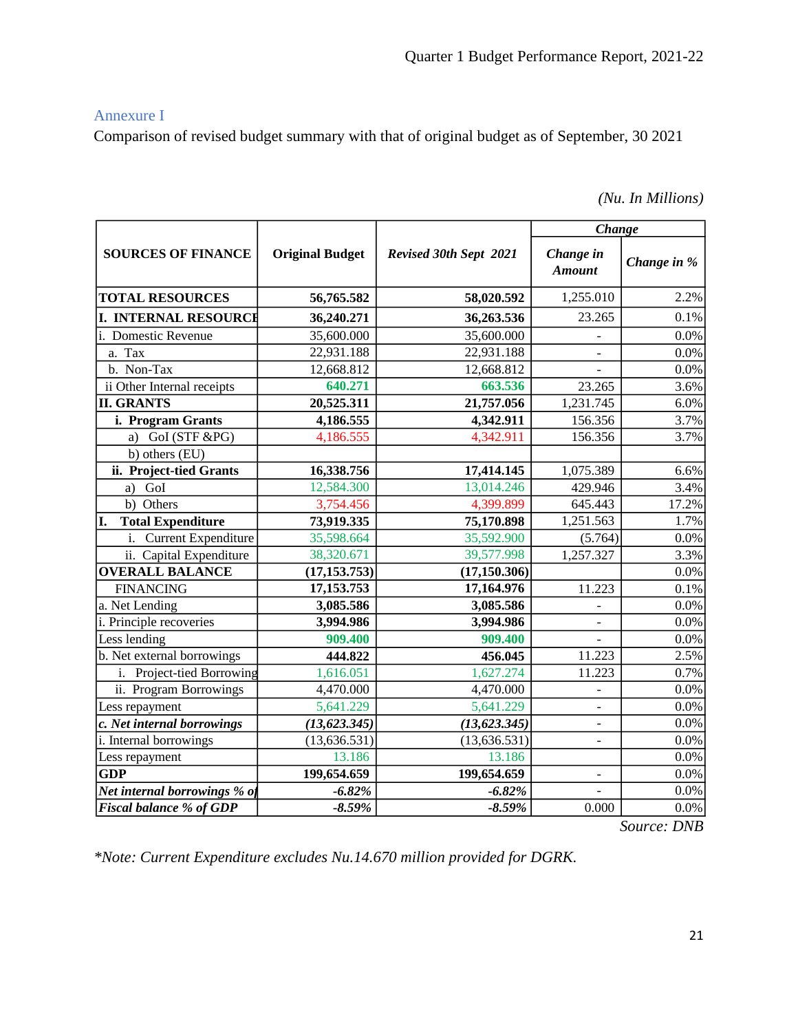Annexure I

Comparison of revised budget summary with that of original budget as of September, 30 2021

*(Nu. In Millions)*

| SOURCES OF FINANCE | Original Budget | *Revised 30th Sept 2021* | ***Change*** | |
|---|---|---|---|---|
| | | | ***Change in Amount*** | ***Change in %*** |
| **TOTAL RESOURCES** | **56,765.582** | **58,020.592** | 1,255.010 | 2.2% |
| **I. INTERNAL RESOURCE** | **36,240.271** | **36,263.536** | 23.265 | 0.1% |
| i. Domestic Revenue | 35,600.000 | 35,600.000 | - | 0.0% |
| a. Tax | 22,931.188 | 22,931.188 | - | 0.0% |
| b. Non-Tax | 12,668.812 | 12,668.812 | - | 0.0% |
| ii Other Internal receipts | **640.271** | **663.536** | 23.265 | 3.6% |
| **II. GRANTS** | **20,525.311** | **21,757.056** | 1,231.745 | 6.0% |
| **i. Program Grants** | **4,186.555** | **4,342.911** | 156.356 | 3.7% |
| a) GoI (STF &PG) | 4,186.555 | 4,342.911 | 156.356 | 3.7% |
| b) others (EU) | | | | |
| **ii. Project-tied Grants** | **16,338.756** | **17,414.145** | 1,075.389 | 6.6% |
| a) GoI | 12,584.300 | 13,014.246 | 429.946 | 3.4% |
| b) Others | 3,754.456 | 4,399.899 | 645.443 | 17.2% |
| **I. Total Expenditure** | **73,919.335** | **75,170.898** | 1,251.563 | 1.7% |
| i. Current Expenditure | 35,598.664 | 35,592.900 | (5.764) | 0.0% |
| ii. Capital Expenditure | 38,320.671 | 39,577.998 | 1,257.327 | 3.3% |
| **OVERALL BALANCE** | **(17,153.753)** | **(17,150.306)** | | 0.0% |
| FINANCING | **17,153.753** | **17,164.976** | 11.223 | 0.1% |
| a. Net Lending | **3,085.586** | **3,085.586** | - | 0.0% |
| i. Principle recoveries | **3,994.986** | **3,994.986** | - | 0.0% |
| Less lending | **909.400** | **909.400** | - | 0.0% |
| b. Net external borrowings | **444.822** | **456.045** | 11.223 | 2.5% |
| i. Project-tied Borrowing | 1,616.051 | 1,627.274 | 11.223 | 0.7% |
| ii. Program Borrowings | 4,470.000 | 4,470.000 | - | 0.0% |
| Less repayment | 5,641.229 | 5,641.229 | - | 0.0% |
| ***c. Net internal borrowings*** | ***(13,623.345)*** | ***(13,623.345)*** | - | 0.0% |
| i. Internal borrowings | (13,636.531) | (13,636.531) | - | 0.0% |
| Less repayment | 13.186 | 13.186 | | 0.0% |
| **GDP** | **199,654.659** | **199,654.659** | - | 0.0% |
| ***Net internal borrowings % of*** | ***-6.82%*** | ***-6.82%*** | - | 0.0% |
| ***Fiscal balance % of GDP*** | ***-8.59%*** | ***-8.59%*** | 0.000 | 0.0% |

*Source: DNB*

*\*Note: Current Expenditure excludes Nu.14.670 million provided for DGRK.*